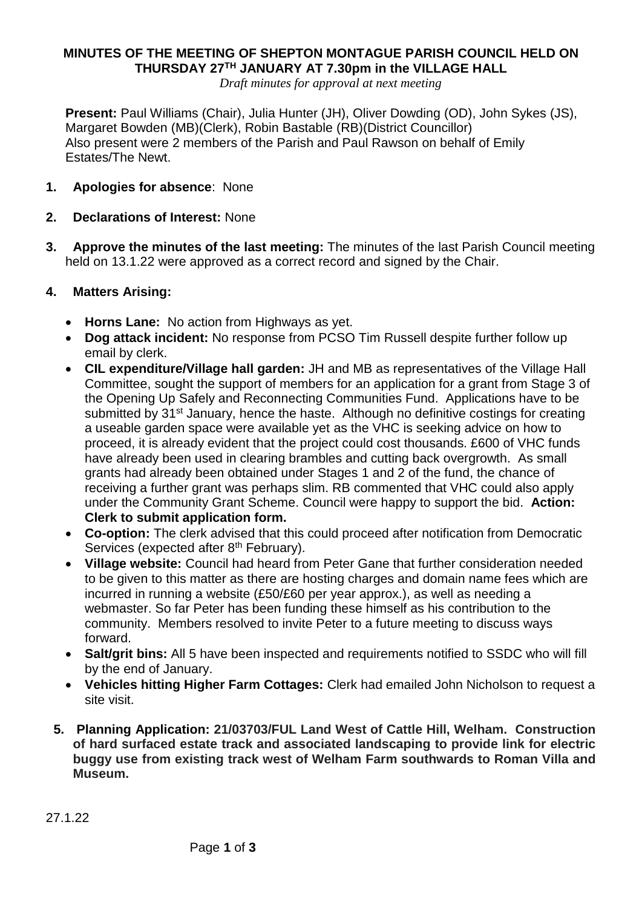# MINUTES OF THE MEETING OF SHEPTON MONTAGUE PARISH COUNCIL HELD ON THURSDAY 27TH JANUARY AT 7.30pm in the VILLAGE HALL

*Draft minutes for approval at next meeting*

**Present:** Paul Williams (Chair), Julia Hunter (JH), Oliver Dowding (OD), John Sykes (JS), Margaret Bowden (MB)(Clerk), Robin Bastable (RB)(District Councillor)
Also present were 2 members of the Parish and Paul Rawson on behalf of Emily Estates/The Newt.

1. **Apologies for absence**: None

2. **Declarations of Interest:** None

3. **Approve the minutes of the last meeting:** The minutes of the last Parish Council meeting held on 13.1.22 were approved as a correct record and signed by the Chair.

4. **Matters Arising:**

   - **Horns Lane:** No action from Highways as yet.
   - **Dog attack incident:** No response from PCSO Tim Russell despite further follow up email by clerk.
   - **CIL expenditure/Village hall garden:** JH and MB as representatives of the Village Hall Committee, sought the support of members for an application for a grant from Stage 3 of the Opening Up Safely and Reconnecting Communities Fund. Applications have to be submitted by 31st January, hence the haste. Although no definitive costings for creating a useable garden space were available yet as the VHC is seeking advice on how to proceed, it is already evident that the project could cost thousands. £600 of VHC funds have already been used in clearing brambles and cutting back overgrowth. As small grants had already been obtained under Stages 1 and 2 of the fund, the chance of receiving a further grant was perhaps slim. RB commented that VHC could also apply under the Community Grant Scheme. Council were happy to support the bid. **Action: Clerk to submit application form.**
   - **Co-option:** The clerk advised that this could proceed after notification from Democratic Services (expected after 8th February).
   - **Village website:** Council had heard from Peter Gane that further consideration needed to be given to this matter as there are hosting charges and domain name fees which are incurred in running a website (£50/£60 per year approx.), as well as needing a webmaster. So far Peter has been funding these himself as his contribution to the community. Members resolved to invite Peter to a future meeting to discuss ways forward.
   - **Salt/grit bins:** All 5 have been inspected and requirements notified to SSDC who will fill by the end of January.
   - **Vehicles hitting Higher Farm Cottages:** Clerk had emailed John Nicholson to request a site visit.

5. **Planning Application: 21/03703/FUL Land West of Cattle Hill, Welham. Construction of hard surfaced estate track and associated landscaping to provide link for electric buggy use from existing track west of Welham Farm southwards to Roman Villa and Museum.**

27.1.22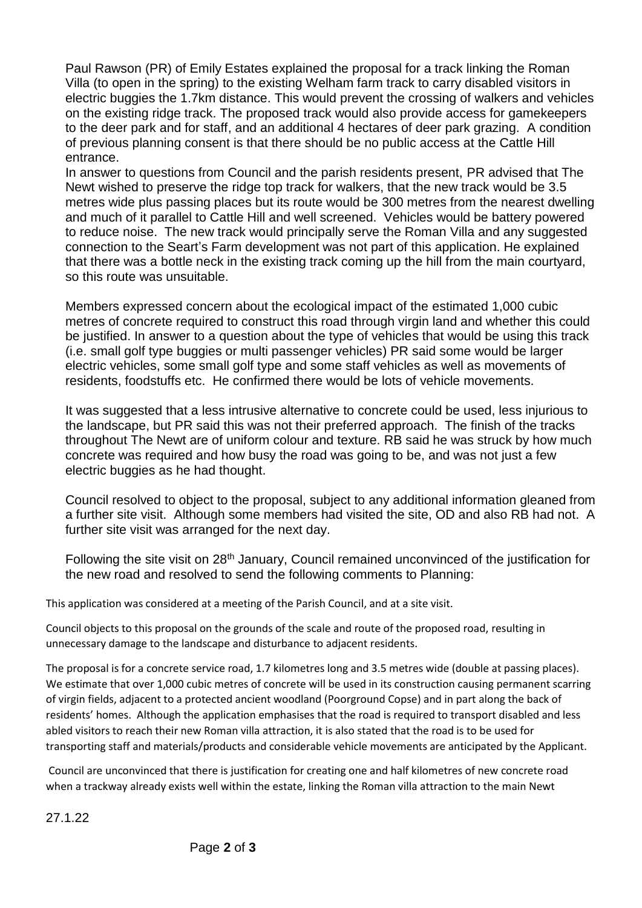Paul Rawson (PR) of Emily Estates explained the proposal for a track linking the Roman Villa (to open in the spring) to the existing Welham farm track to carry disabled visitors in electric buggies the 1.7km distance. This would prevent the crossing of walkers and vehicles on the existing ridge track. The proposed track would also provide access for gamekeepers to the deer park and for staff, and an additional 4 hectares of deer park grazing. A condition of previous planning consent is that there should be no public access at the Cattle Hill entrance.

In answer to questions from Council and the parish residents present, PR advised that The Newt wished to preserve the ridge top track for walkers, that the new track would be 3.5 metres wide plus passing places but its route would be 300 metres from the nearest dwelling and much of it parallel to Cattle Hill and well screened. Vehicles would be battery powered to reduce noise. The new track would principally serve the Roman Villa and any suggested connection to the Seart's Farm development was not part of this application. He explained that there was a bottle neck in the existing track coming up the hill from the main courtyard, so this route was unsuitable.

Members expressed concern about the ecological impact of the estimated 1,000 cubic metres of concrete required to construct this road through virgin land and whether this could be justified. In answer to a question about the type of vehicles that would be using this track (i.e. small golf type buggies or multi passenger vehicles) PR said some would be larger electric vehicles, some small golf type and some staff vehicles as well as movements of residents, foodstuffs etc. He confirmed there would be lots of vehicle movements.

It was suggested that a less intrusive alternative to concrete could be used, less injurious to the landscape, but PR said this was not their preferred approach. The finish of the tracks throughout The Newt are of uniform colour and texture. RB said he was struck by how much concrete was required and how busy the road was going to be, and was not just a few electric buggies as he had thought.

Council resolved to object to the proposal, subject to any additional information gleaned from a further site visit. Although some members had visited the site, OD and also RB had not. A further site visit was arranged for the next day.

Following the site visit on 28th January, Council remained unconvinced of the justification for the new road and resolved to send the following comments to Planning:

This application was considered at a meeting of the Parish Council, and at a site visit.

Council objects to this proposal on the grounds of the scale and route of the proposed road, resulting in unnecessary damage to the landscape and disturbance to adjacent residents.

The proposal is for a concrete service road, 1.7 kilometres long and 3.5 metres wide (double at passing places). We estimate that over 1,000 cubic metres of concrete will be used in its construction causing permanent scarring of virgin fields, adjacent to a protected ancient woodland (Poorground Copse) and in part along the back of residents' homes. Although the application emphasises that the road is required to transport disabled and less abled visitors to reach their new Roman villa attraction, it is also stated that the road is to be used for transporting staff and materials/products and considerable vehicle movements are anticipated by the Applicant.

Council are unconvinced that there is justification for creating one and half kilometres of new concrete road when a trackway already exists well within the estate, linking the Roman villa attraction to the main Newt

27.1.22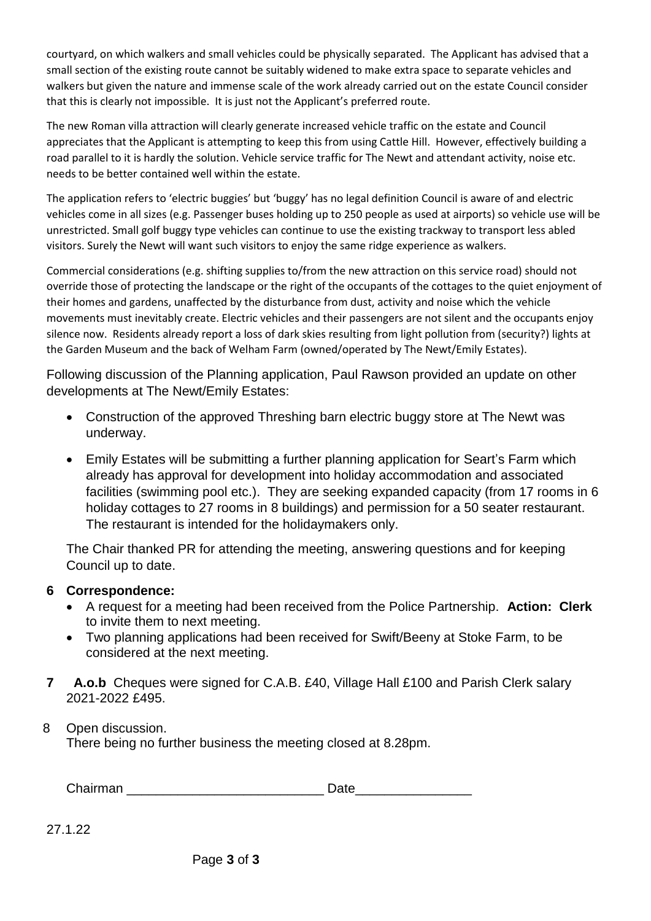courtyard, on which walkers and small vehicles could be physically separated. The Applicant has advised that a small section of the existing route cannot be suitably widened to make extra space to separate vehicles and walkers but given the nature and immense scale of the work already carried out on the estate Council consider that this is clearly not impossible. It is just not the Applicant's preferred route.

The new Roman villa attraction will clearly generate increased vehicle traffic on the estate and Council appreciates that the Applicant is attempting to keep this from using Cattle Hill. However, effectively building a road parallel to it is hardly the solution. Vehicle service traffic for The Newt and attendant activity, noise etc. needs to be better contained well within the estate.

The application refers to 'electric buggies' but 'buggy' has no legal definition Council is aware of and electric vehicles come in all sizes (e.g. Passenger buses holding up to 250 people as used at airports) so vehicle use will be unrestricted. Small golf buggy type vehicles can continue to use the existing trackway to transport less abled visitors. Surely the Newt will want such visitors to enjoy the same ridge experience as walkers.

Commercial considerations (e.g. shifting supplies to/from the new attraction on this service road) should not override those of protecting the landscape or the right of the occupants of the cottages to the quiet enjoyment of their homes and gardens, unaffected by the disturbance from dust, activity and noise which the vehicle movements must inevitably create. Electric vehicles and their passengers are not silent and the occupants enjoy silence now. Residents already report a loss of dark skies resulting from light pollution from (security?) lights at the Garden Museum and the back of Welham Farm (owned/operated by The Newt/Emily Estates).

Following discussion of the Planning application, Paul Rawson provided an update on other developments at The Newt/Emily Estates:

- Construction of the approved Threshing barn electric buggy store at The Newt was underway.
- Emily Estates will be submitting a further planning application for Seart's Farm which already has approval for development into holiday accommodation and associated facilities (swimming pool etc.). They are seeking expanded capacity (from 17 rooms in 6 holiday cottages to 27 rooms in 8 buildings) and permission for a 50 seater restaurant. The restaurant is intended for the holidaymakers only.

The Chair thanked PR for attending the meeting, answering questions and for keeping Council up to date.

**6 Correspondence:**

- A request for a meeting had been received from the Police Partnership. **Action: Clerk** to invite them to next meeting.
- Two planning applications had been received for Swift/Beeny at Stoke Farm, to be considered at the next meeting.

**7 A.o.b** Cheques were signed for C.A.B. £40, Village Hall £100 and Parish Clerk salary 2021-2022 £495.

8 Open discussion.
There being no further business the meeting closed at 8.28pm.

Chairman ___________________________ Date________________

27.1.22